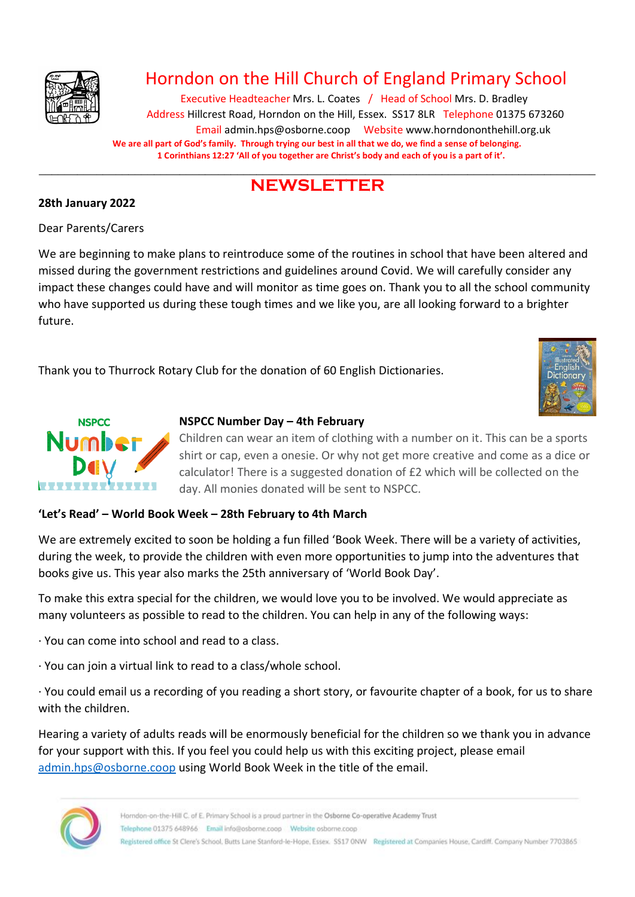# Horndon on the Hill Church of England Primary School

Executive Headteacher Mrs. L. Coates / Head of School Mrs. D. Bradley
Address Hillcrest Road, Horndon on the Hill, Essex. SS17 8LR Telephone 01375 673260
Email admin.hps@osborne.coop Website www.horndononthehill.org.uk

**We are all part of God's family. Through trying our best in all that we do, we find a sense of belonging.**
**1 Corinthians 12:27 'All of you together are Christ's body and each of you is a part of it'.**

---

## NEWSLETTER

**28th January 2022**

Dear Parents/Carers

We are beginning to make plans to reintroduce some of the routines in school that have been altered and missed during the government restrictions and guidelines around Covid. We will carefully consider any impact these changes could have and will monitor as time goes on. Thank you to all the school community who have supported us during these tough times and we like you, are all looking forward to a brighter future.

Thank you to Thurrock Rotary Club for the donation of 60 English Dictionaries.

### NSPCC Number Day – 4th February

Children can wear an item of clothing with a number on it. This can be a sports shirt or cap, even a onesie. Or why not get more creative and come as a dice or calculator! There is a suggested donation of £2 which will be collected on the day. All monies donated will be sent to NSPCC.

### 'Let's Read' – World Book Week – 28th February to 4th March

We are extremely excited to soon be holding a fun filled 'Book Week. There will be a variety of activities, during the week, to provide the children with even more opportunities to jump into the adventures that books give us. This year also marks the 25th anniversary of 'World Book Day'.

To make this extra special for the children, we would love you to be involved. We would appreciate as many volunteers as possible to read to the children. You can help in any of the following ways:

· You can come into school and read to a class.

· You can join a virtual link to read to a class/whole school.

· You could email us a recording of you reading a short story, or favourite chapter of a book, for us to share with the children.

Hearing a variety of adults reads will be enormously beneficial for the children so we thank you in advance for your support with this. If you feel you could help us with this exciting project, please email admin.hps@osborne.coop using World Book Week in the title of the email.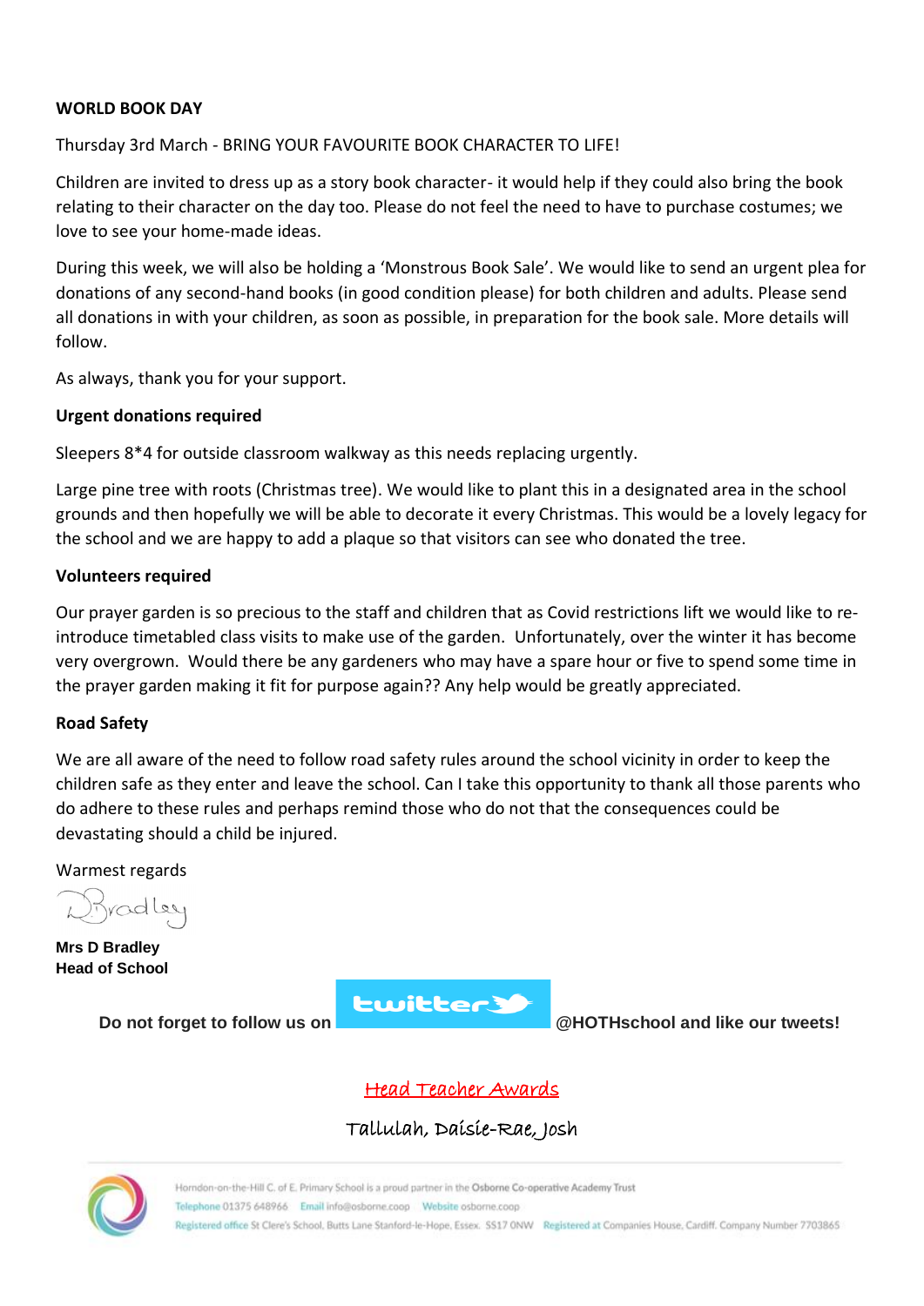**WORLD BOOK DAY**

Thursday 3rd March - BRING YOUR FAVOURITE BOOK CHARACTER TO LIFE!

Children are invited to dress up as a story book character- it would help if they could also bring the book relating to their character on the day too. Please do not feel the need to have to purchase costumes; we love to see your home-made ideas.

During this week, we will also be holding a 'Monstrous Book Sale'. We would like to send an urgent plea for donations of any second-hand books (in good condition please) for both children and adults. Please send all donations in with your children, as soon as possible, in preparation for the book sale. More details will follow.

As always, thank you for your support.

**Urgent donations required**

Sleepers 8*4 for outside classroom walkway as this needs replacing urgently.

Large pine tree with roots (Christmas tree). We would like to plant this in a designated area in the school grounds and then hopefully we will be able to decorate it every Christmas. This would be a lovely legacy for the school and we are happy to add a plaque so that visitors can see who donated the tree.

**Volunteers required**

Our prayer garden is so precious to the staff and children that as Covid restrictions lift we would like to re-introduce timetabled class visits to make use of the garden. Unfortunately, over the winter it has become very overgrown. Would there be any gardeners who may have a spare hour or five to spend some time in the prayer garden making it fit for purpose again?? Any help would be greatly appreciated.

**Road Safety**

We are all aware of the need to follow road safety rules around the school vicinity in order to keep the children safe as they enter and leave the school. Can I take this opportunity to thank all those parents who do adhere to these rules and perhaps remind those who do not that the consequences could be devastating should a child be injured.

Warmest regards

D Bradley

**Mrs D Bradley**
**Head of School**

**Do not forget to follow us on twitter @HOTHschool and like our tweets!**

## Head Teacher Awards

Tallulah, Daisie-Rae, Josh

Horndon-on-the-Hill C. of E. Primary School is a proud partner in the Osborne Co-operative Academy Trust
Telephone 01375 648966 Email info@osborne.coop Website osborne.coop
Registered office St Clere's School, Butts Lane Stanford-le-Hope, Essex. SS17 0NW Registered at Companies House, Cardiff. Company Number 7703865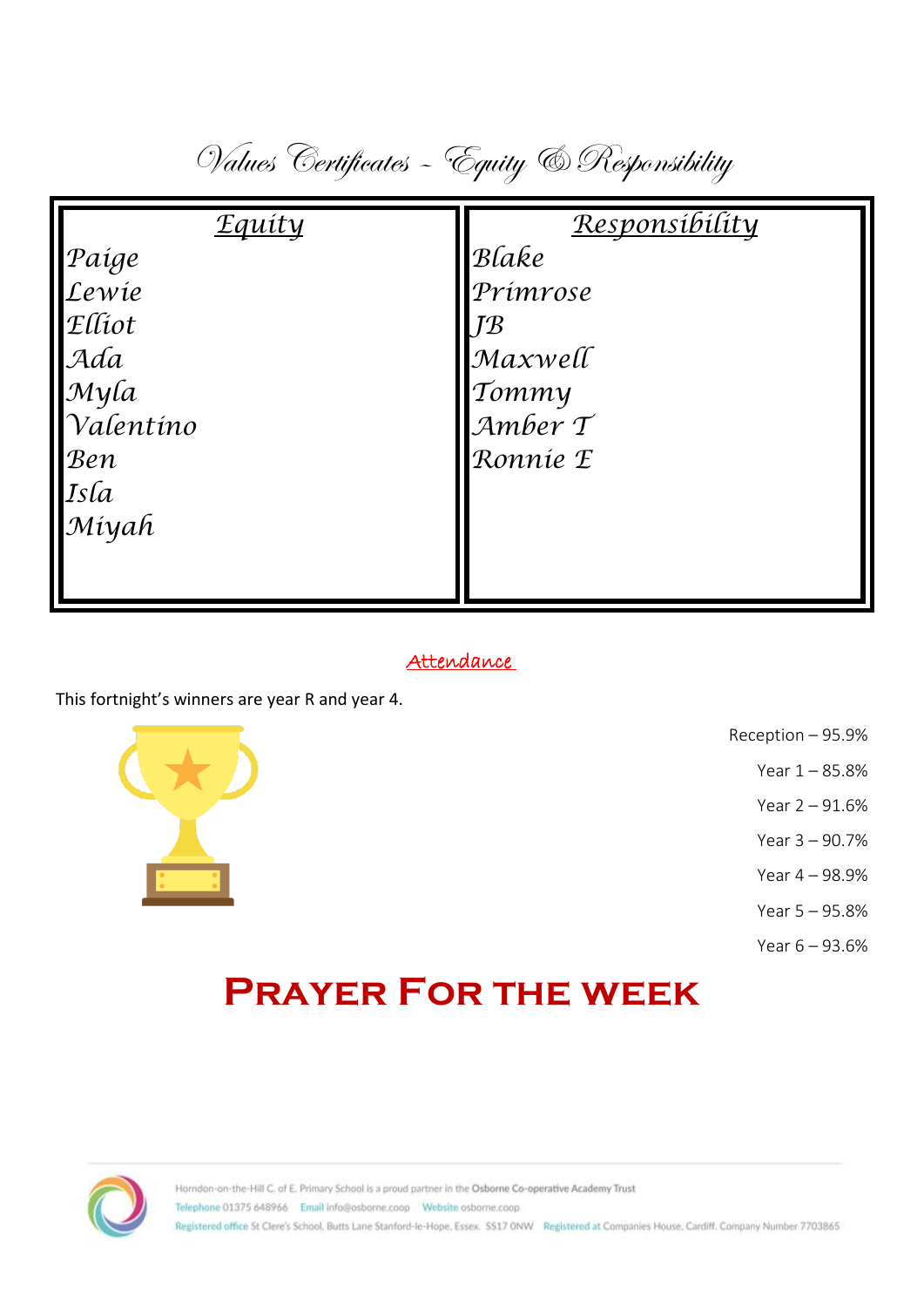# Values Certificates – Equity & Responsibility

| Equity | Responsibility |
| --- | --- |
| Paige | Blake |
| Lewie | Primrose |
| Elliot | JB |
| Ada | Maxwell |
| Myla | Tommy |
| Valentino | Amber T |
| Ben | Ronnie E |
| Isla | |
| Miyah | |

## Attendance

This fortnight's winners are year R and year 4.

Reception – 95.9%

Year 1 – 85.8%

Year 2 – 91.6%

Year 3 – 90.7%

Year 4 – 98.9%

Year 5 – 95.8%

Year 6 – 93.6%

# Prayer For the week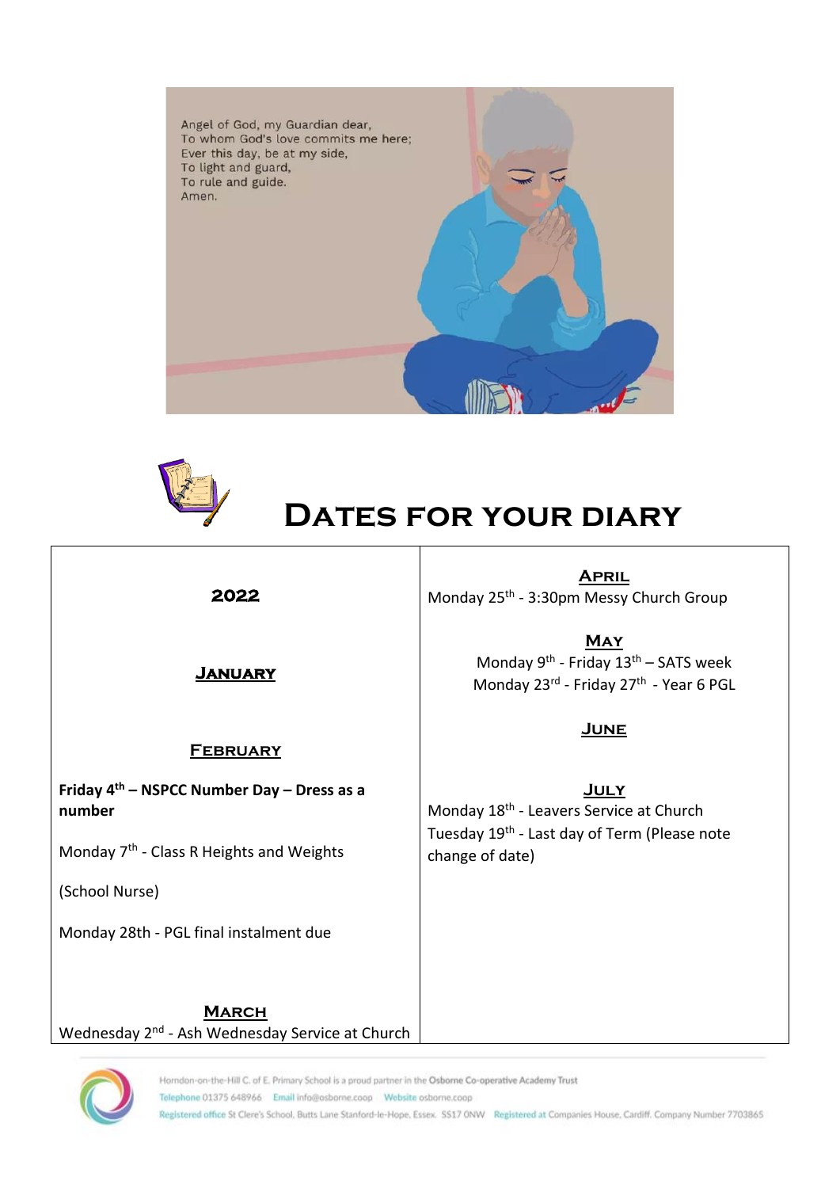Angel of God, my Guardian dear,
To whom God's love commits me here;
Ever this day, be at my side,
To light and guard,
To rule and guide.
Amen.

# Dates for your diary

| **2022** | **April** |
|---|---|
| | Monday 25th - 3:30pm Messy Church Group |
| **January** | **May** |
| | Monday 9th - Friday 13th – SATS week |
| | Monday 23rd - Friday 27th - Year 6 PGL |
| **February** | **June** |
| **Friday 4th – NSPCC Number Day – Dress as a number** | **July** |
| Monday 7th - Class R Heights and Weights (School Nurse) | Monday 18th - Leavers Service at Church |
| Monday 28th - PGL final instalment due | Tuesday 19th - Last day of Term (Please note change of date) |
| **March** | |
| Wednesday 2nd - Ash Wednesday Service at Church | |

Horndon-on-the-Hill C. of E. Primary School is a proud partner in the Osborne Co-operative Academy Trust
Telephone 01375 648966 Email info@osborne.coop Website osborne.coop
Registered office St Clere's School, Butts Lane Stanford-le-Hope, Essex. SS17 0NW Registered at Companies House, Cardiff. Company Number 7703865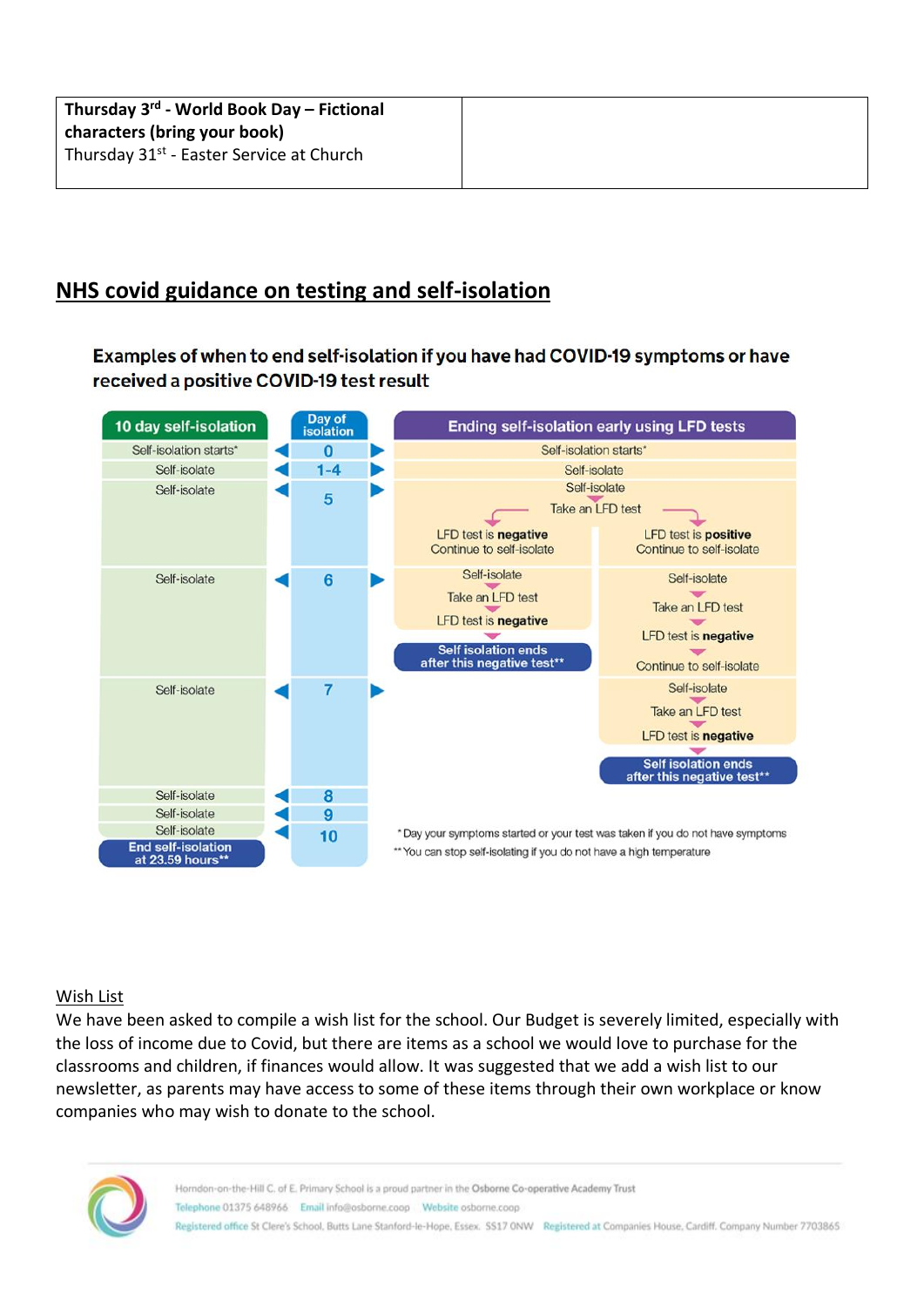| **Thursday 3rd - World Book Day – Fictional characters (bring your book)**<br>Thursday 31st - Easter Service at Church | |
|---|---|

## NHS covid guidance on testing and self-isolation

**Examples of when to end self-isolation if you have had COVID-19 symptoms or have received a positive COVID-19 test result**

| 10 day self-isolation | Day of isolation | Ending self-isolation early using LFD tests | |
|---|---|---|---|
| Self-isolation starts* | 0 | Self-isolation starts* | |
| Self-isolate | 1-4 | Self-isolate | |
| Self-isolate | 5 | Self-isolate<br>Take an LFD test<br>LFD test is **negative**<br>Continue to self-isolate | LFD test is **positive**<br>Continue to self-isolate |
| Self-isolate | 6 | Self-isolate<br>Take an LFD test<br>LFD test is **negative**<br>**Self isolation ends after this negative test\*\*** | Self-isolate<br>Take an LFD test<br>LFD test is **negative**<br>Continue to self-isolate |
| Self-isolate | 7 | | Self-isolate<br>Take an LFD test<br>LFD test is **negative**<br>**Self isolation ends after this negative test\*\*** |
| Self-isolate | 8 | | |
| Self-isolate | 9 | | |
| Self-isolate<br>**End self-isolation at 23.59 hours\*\*** | 10 | | |

\* Day your symptoms started or your test was taken if you do not have symptoms

\*\* You can stop self-isolating if you do not have a high temperature

Wish List

We have been asked to compile a wish list for the school. Our Budget is severely limited, especially with the loss of income due to Covid, but there are items as a school we would love to purchase for the classrooms and children, if finances would allow. It was suggested that we add a wish list to our newsletter, as parents may have access to some of these items through their own workplace or know companies who may wish to donate to the school.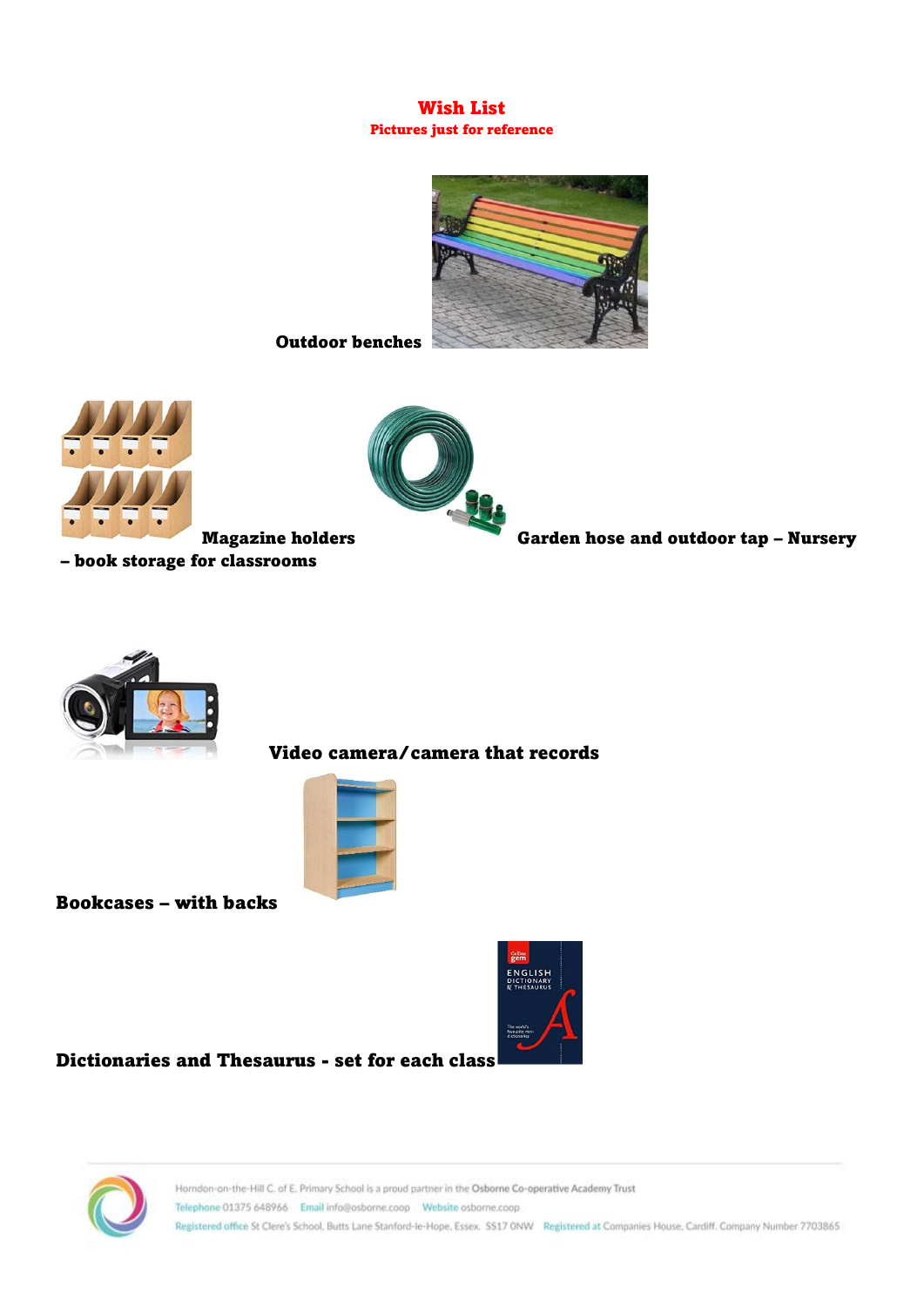# Wish List

**Pictures just for reference**

**Outdoor benches**

**Magazine holders – book storage for classrooms**

**Garden hose and outdoor tap – Nursery**

**Video camera/camera that records**

**Bookcases – with backs**

**Dictionaries and Thesaurus - set for each class**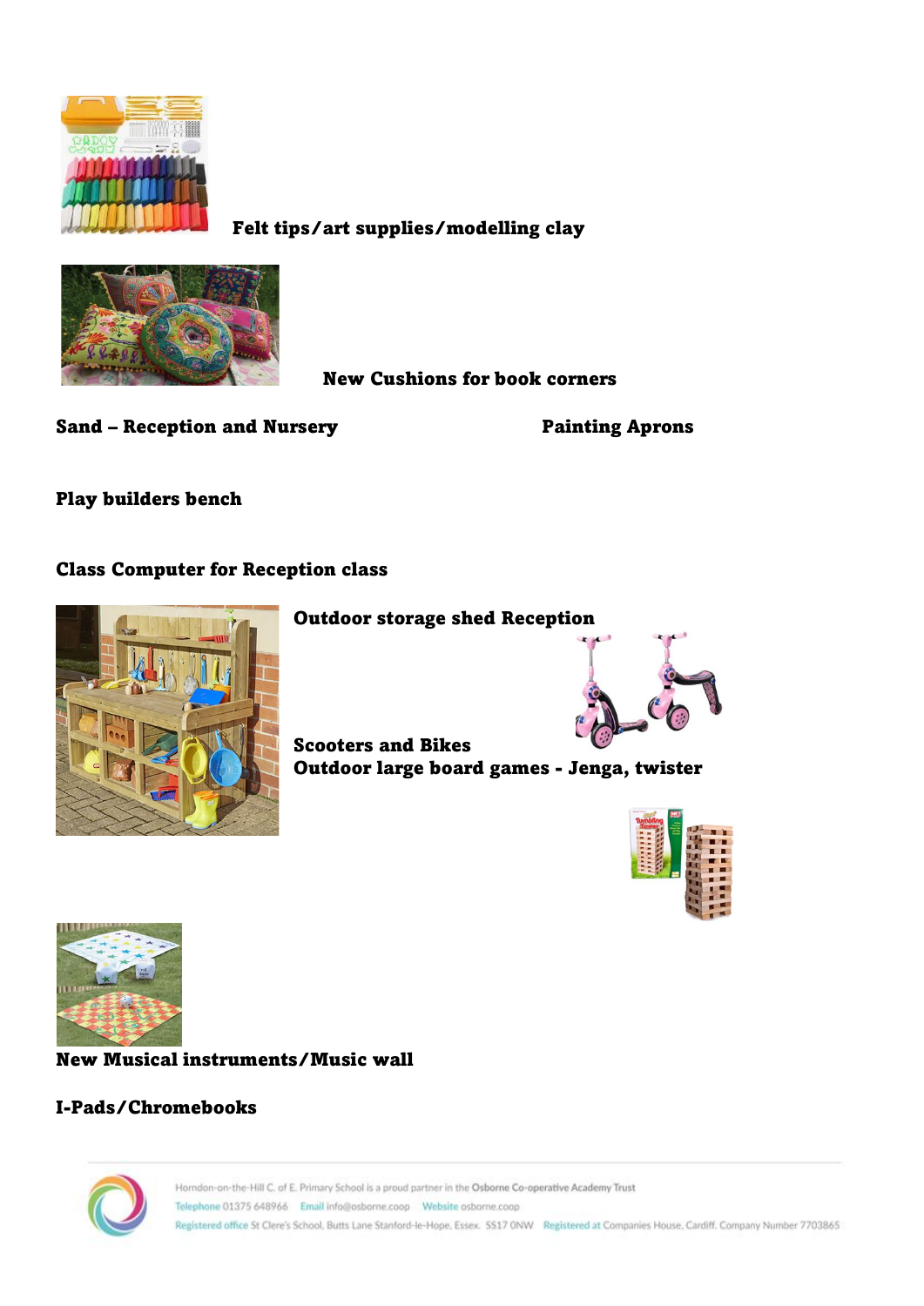**Felt tips/art supplies/modelling clay**

**New Cushions for book corners**

**Sand – Reception and Nursery**

**Painting Aprons**

**Play builders bench**

**Class Computer for Reception class**

**Outdoor storage shed Reception**

**Scooters and Bikes**

**Outdoor large board games - Jenga, twister**

**New Musical instruments/Music wall**

**I-Pads/Chromebooks**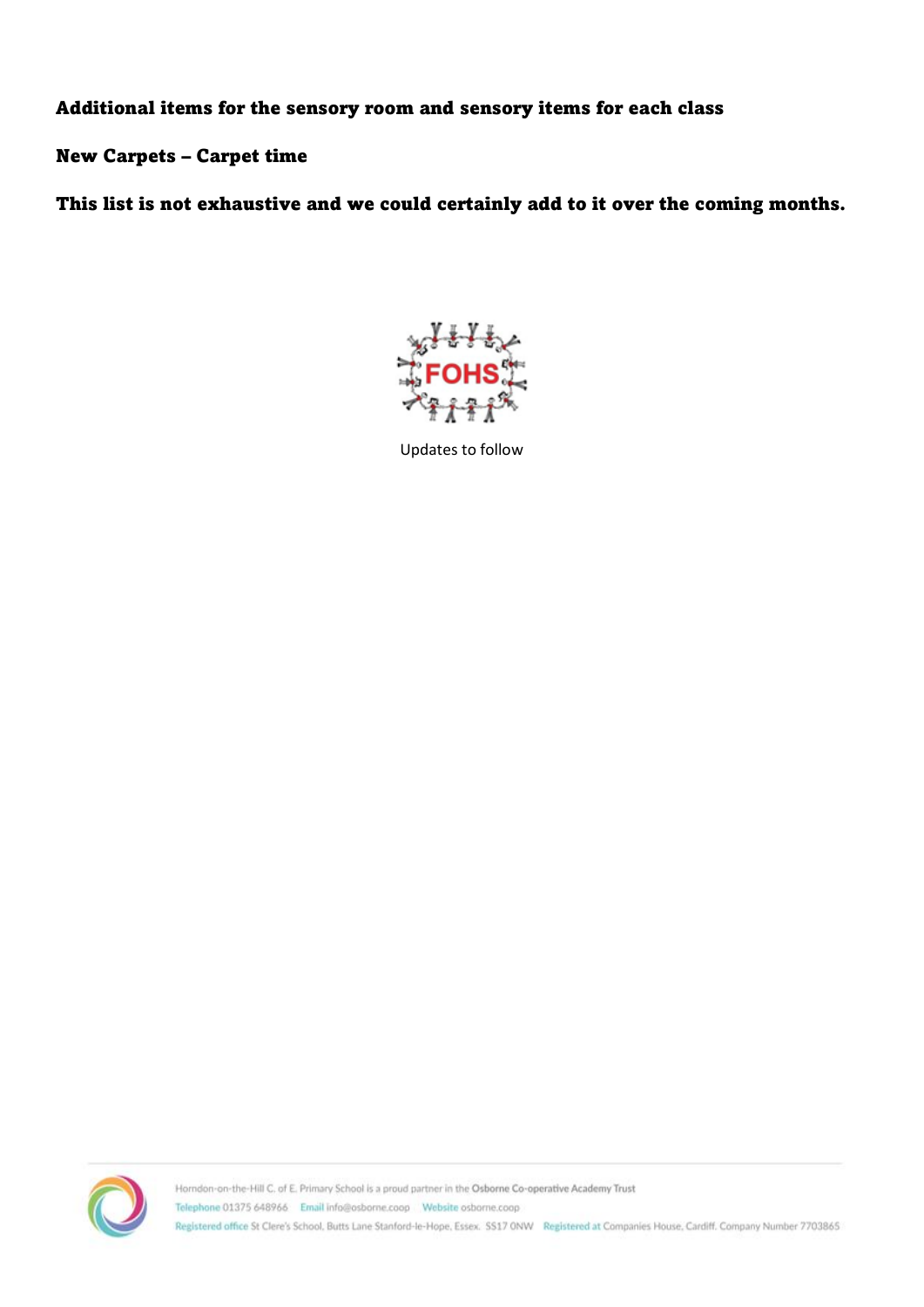**Additional items for the sensory room and sensory items for each class**

**New Carpets – Carpet time**

**This list is not exhaustive and we could certainly add to it over the coming months.**

Updates to follow